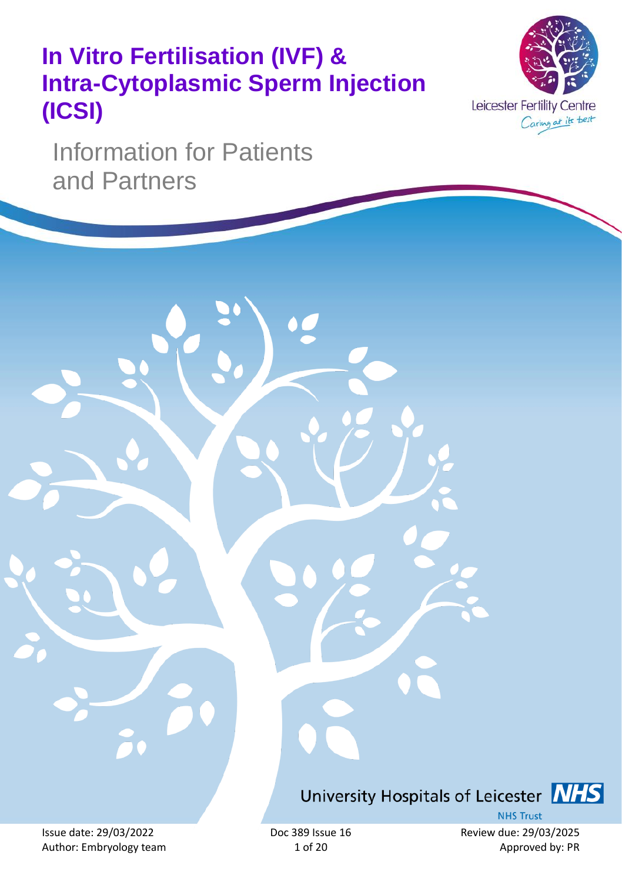# In Vitro Fertilisation (IVF) & Intra-Cytoplasmic Sperm Injection (ICSI)

Leicester Fertility Centre

*Caring at its best*

## Information for Patients and Partners

University Hospitals of Leicester NHS Trust

Issue date: 29/03/2022
Author: Embryology team

Doc 389 Issue 16

Review due: 29/03/2025
Approved by: PR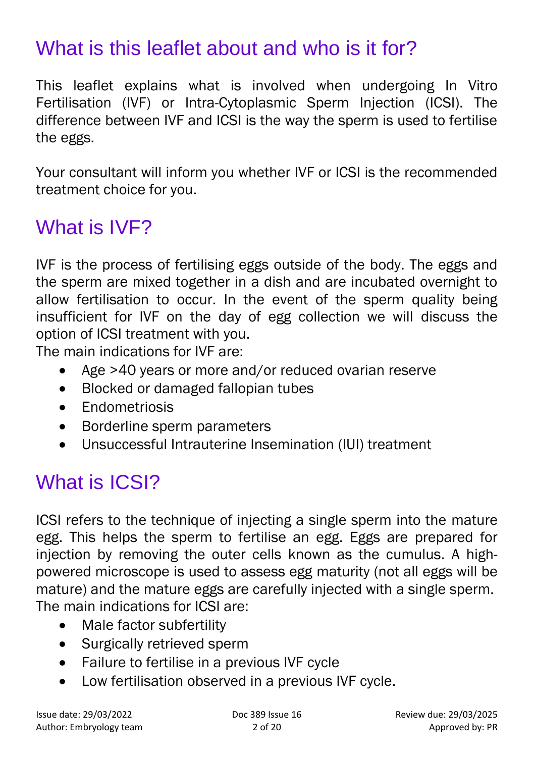## What is this leaflet about and who is it for?

This leaflet explains what is involved when undergoing In Vitro Fertilisation (IVF) or Intra-Cytoplasmic Sperm Injection (ICSI). The difference between IVF and ICSI is the way the sperm is used to fertilise the eggs.

Your consultant will inform you whether IVF or ICSI is the recommended treatment choice for you.

## What is IVF?

IVF is the process of fertilising eggs outside of the body. The eggs and the sperm are mixed together in a dish and are incubated overnight to allow fertilisation to occur. In the event of the sperm quality being insufficient for IVF on the day of egg collection we will discuss the option of ICSI treatment with you.

The main indications for IVF are:

- Age >40 years or more and/or reduced ovarian reserve
- Blocked or damaged fallopian tubes
- Endometriosis
- Borderline sperm parameters
- Unsuccessful Intrauterine Insemination (IUI) treatment

## What is ICSI?

ICSI refers to the technique of injecting a single sperm into the mature egg. This helps the sperm to fertilise an egg. Eggs are prepared for injection by removing the outer cells known as the cumulus. A high-powered microscope is used to assess egg maturity (not all eggs will be mature) and the mature eggs are carefully injected with a single sperm.

The main indications for ICSI are:

- Male factor subfertility
- Surgically retrieved sperm
- Failure to fertilise in a previous IVF cycle
- Low fertilisation observed in a previous IVF cycle.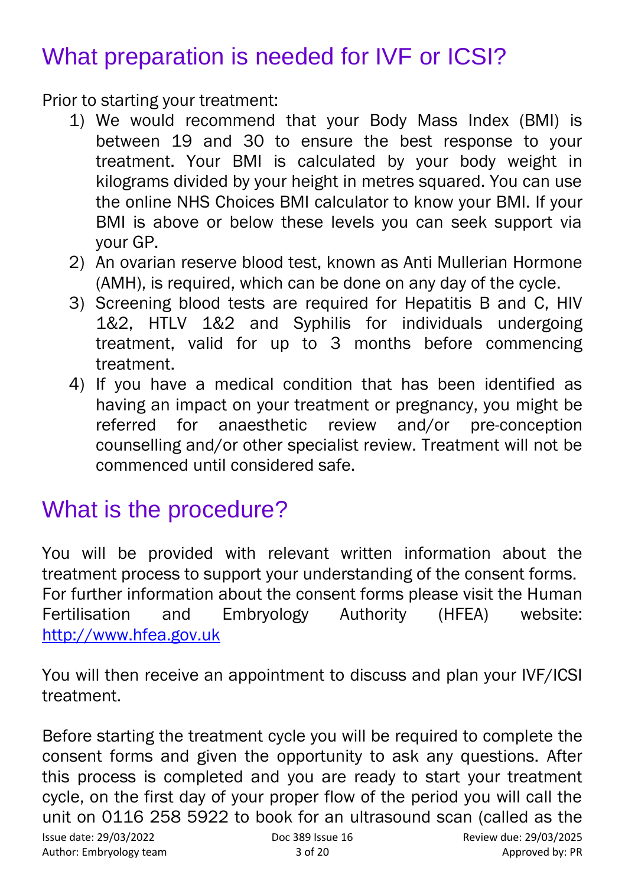## What preparation is needed for IVF or ICSI?

Prior to starting your treatment:

1) We would recommend that your Body Mass Index (BMI) is between 19 and 30 to ensure the best response to your treatment. Your BMI is calculated by your body weight in kilograms divided by your height in metres squared. You can use the online NHS Choices BMI calculator to know your BMI. If your BMI is above or below these levels you can seek support via your GP.
2) An ovarian reserve blood test, known as Anti Mullerian Hormone (AMH), is required, which can be done on any day of the cycle.
3) Screening blood tests are required for Hepatitis B and C, HIV 1&2, HTLV 1&2 and Syphilis for individuals undergoing treatment, valid for up to 3 months before commencing treatment.
4) If you have a medical condition that has been identified as having an impact on your treatment or pregnancy, you might be referred for anaesthetic review and/or pre-conception counselling and/or other specialist review. Treatment will not be commenced until considered safe.

## What is the procedure?

You will be provided with relevant written information about the treatment process to support your understanding of the consent forms. For further information about the consent forms please visit the Human Fertilisation and Embryology Authority (HFEA) website: [http://www.hfea.gov.uk](http://www.hfea.gov.uk)

You will then receive an appointment to discuss and plan your IVF/ICSI treatment.

Before starting the treatment cycle you will be required to complete the consent forms and given the opportunity to ask any questions. After this process is completed and you are ready to start your treatment cycle, on the first day of your proper flow of the period you will call the unit on 0116 258 5922 to book for an ultrasound scan (called as the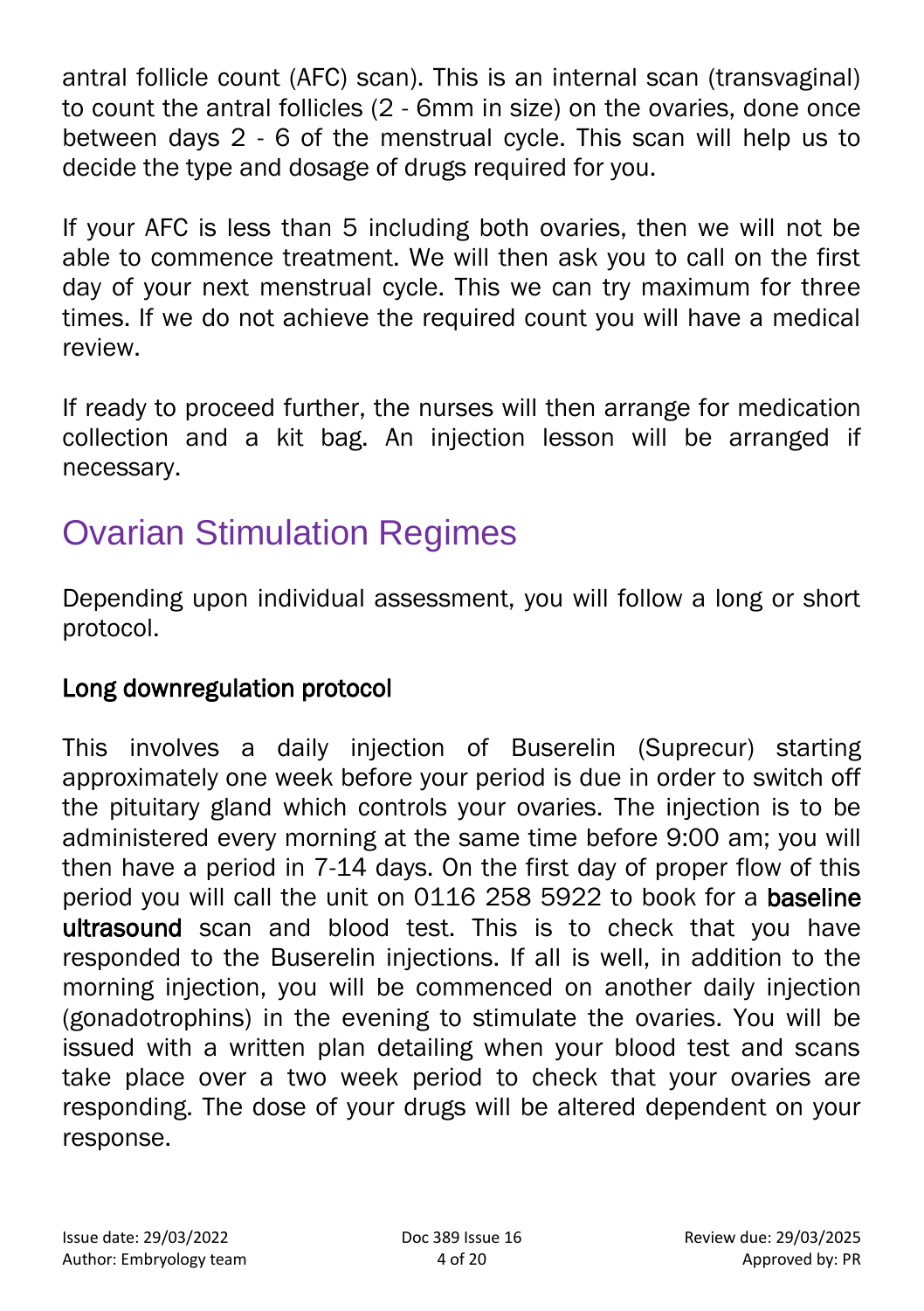antral follicle count (AFC) scan). This is an internal scan (transvaginal) to count the antral follicles (2 - 6mm in size) on the ovaries, done once between days 2 - 6 of the menstrual cycle. This scan will help us to decide the type and dosage of drugs required for you.

If your AFC is less than 5 including both ovaries, then we will not be able to commence treatment. We will then ask you to call on the first day of your next menstrual cycle. This we can try maximum for three times. If we do not achieve the required count you will have a medical review.

If ready to proceed further, the nurses will then arrange for medication collection and a kit bag. An injection lesson will be arranged if necessary.

## Ovarian Stimulation Regimes

Depending upon individual assessment, you will follow a long or short protocol.

### Long downregulation protocol

This involves a daily injection of Buserelin (Suprecur) starting approximately one week before your period is due in order to switch off the pituitary gland which controls your ovaries. The injection is to be administered every morning at the same time before 9:00 am; you will then have a period in 7-14 days. On the first day of proper flow of this period you will call the unit on 0116 258 5922 to book for a **baseline ultrasound** scan and blood test. This is to check that you have responded to the Buserelin injections. If all is well, in addition to the morning injection, you will be commenced on another daily injection (gonadotrophins) in the evening to stimulate the ovaries. You will be issued with a written plan detailing when your blood test and scans take place over a two week period to check that your ovaries are responding. The dose of your drugs will be altered dependent on your response.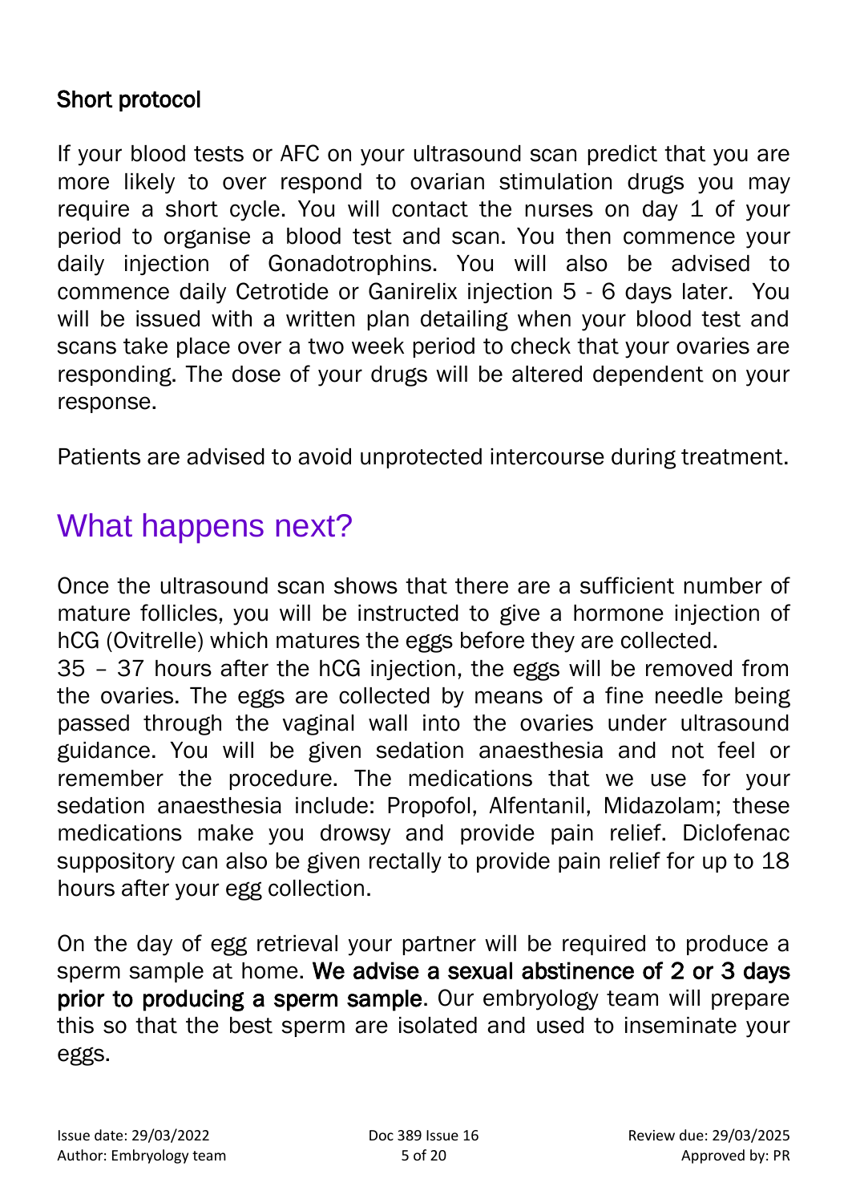### Short protocol

If your blood tests or AFC on your ultrasound scan predict that you are more likely to over respond to ovarian stimulation drugs you may require a short cycle. You will contact the nurses on day 1 of your period to organise a blood test and scan. You then commence your daily injection of Gonadotrophins. You will also be advised to commence daily Cetrotide or Ganirelix injection 5 - 6 days later. You will be issued with a written plan detailing when your blood test and scans take place over a two week period to check that your ovaries are responding. The dose of your drugs will be altered dependent on your response.

Patients are advised to avoid unprotected intercourse during treatment.

## What happens next?

Once the ultrasound scan shows that there are a sufficient number of mature follicles, you will be instructed to give a hormone injection of hCG (Ovitrelle) which matures the eggs before they are collected.

35 – 37 hours after the hCG injection, the eggs will be removed from the ovaries. The eggs are collected by means of a fine needle being passed through the vaginal wall into the ovaries under ultrasound guidance. You will be given sedation anaesthesia and not feel or remember the procedure. The medications that we use for your sedation anaesthesia include: Propofol, Alfentanil, Midazolam; these medications make you drowsy and provide pain relief. Diclofenac suppository can also be given rectally to provide pain relief for up to 18 hours after your egg collection.

On the day of egg retrieval your partner will be required to produce a sperm sample at home. **We advise a sexual abstinence of 2 or 3 days prior to producing a sperm sample**. Our embryology team will prepare this so that the best sperm are isolated and used to inseminate your eggs.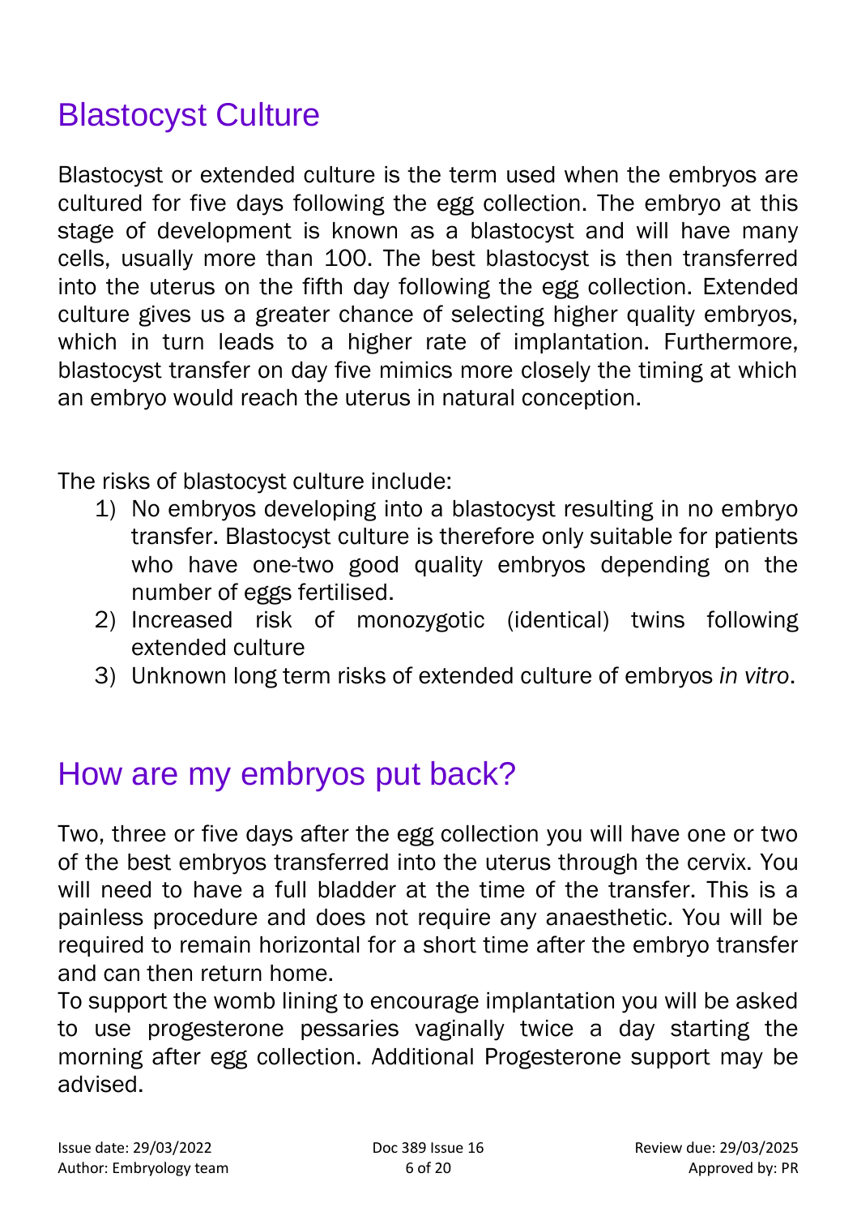## Blastocyst Culture

Blastocyst or extended culture is the term used when the embryos are cultured for five days following the egg collection. The embryo at this stage of development is known as a blastocyst and will have many cells, usually more than 100. The best blastocyst is then transferred into the uterus on the fifth day following the egg collection. Extended culture gives us a greater chance of selecting higher quality embryos, which in turn leads to a higher rate of implantation. Furthermore, blastocyst transfer on day five mimics more closely the timing at which an embryo would reach the uterus in natural conception.

The risks of blastocyst culture include:

1) No embryos developing into a blastocyst resulting in no embryo transfer. Blastocyst culture is therefore only suitable for patients who have one-two good quality embryos depending on the number of eggs fertilised.
2) Increased risk of monozygotic (identical) twins following extended culture
3) Unknown long term risks of extended culture of embryos *in vitro*.

## How are my embryos put back?

Two, three or five days after the egg collection you will have one or two of the best embryos transferred into the uterus through the cervix. You will need to have a full bladder at the time of the transfer. This is a painless procedure and does not require any anaesthetic. You will be required to remain horizontal for a short time after the embryo transfer and can then return home.

To support the womb lining to encourage implantation you will be asked to use progesterone pessaries vaginally twice a day starting the morning after egg collection. Additional Progesterone support may be advised.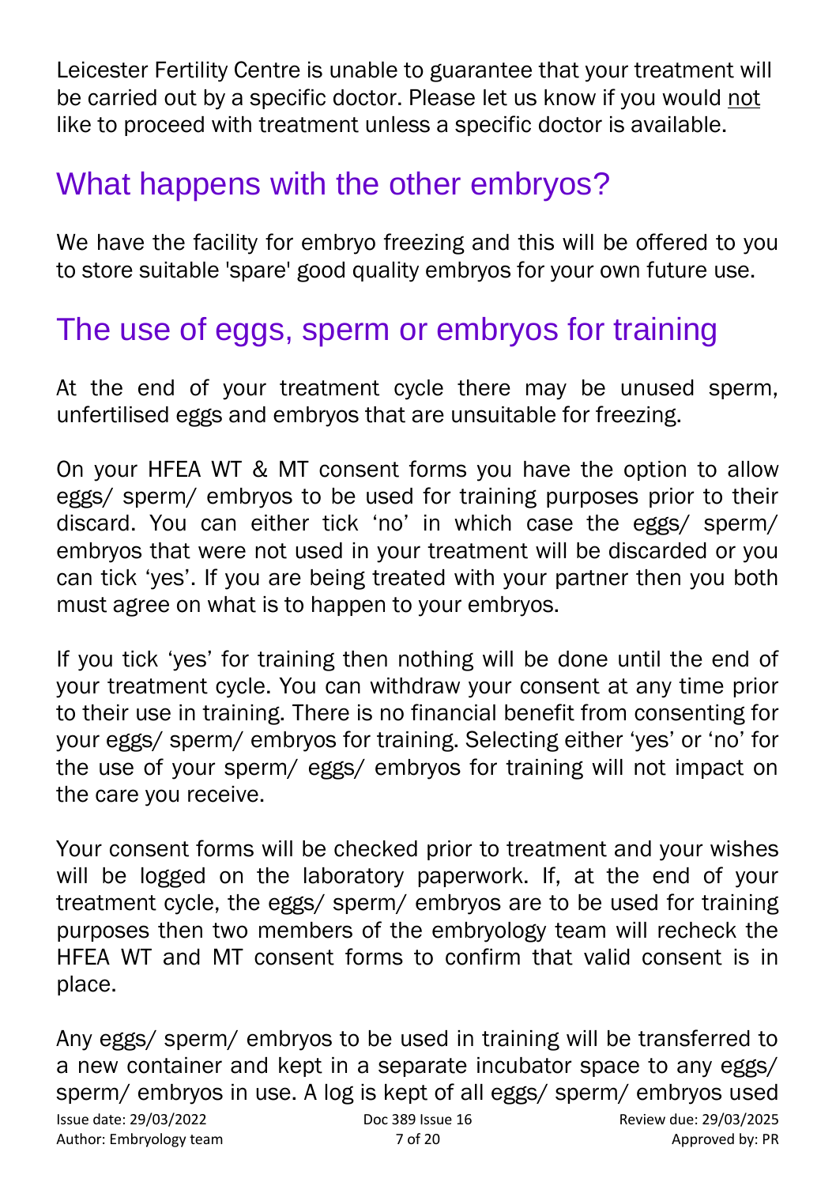Leicester Fertility Centre is unable to guarantee that your treatment will be carried out by a specific doctor. Please let us know if you would not like to proceed with treatment unless a specific doctor is available.

## What happens with the other embryos?

We have the facility for embryo freezing and this will be offered to you to store suitable 'spare' good quality embryos for your own future use.

## The use of eggs, sperm or embryos for training

At the end of your treatment cycle there may be unused sperm, unfertilised eggs and embryos that are unsuitable for freezing.

On your HFEA WT & MT consent forms you have the option to allow eggs/ sperm/ embryos to be used for training purposes prior to their discard. You can either tick 'no' in which case the eggs/ sperm/ embryos that were not used in your treatment will be discarded or you can tick 'yes'. If you are being treated with your partner then you both must agree on what is to happen to your embryos.

If you tick 'yes' for training then nothing will be done until the end of your treatment cycle. You can withdraw your consent at any time prior to their use in training. There is no financial benefit from consenting for your eggs/ sperm/ embryos for training. Selecting either 'yes' or 'no' for the use of your sperm/ eggs/ embryos for training will not impact on the care you receive.

Your consent forms will be checked prior to treatment and your wishes will be logged on the laboratory paperwork. If, at the end of your treatment cycle, the eggs/ sperm/ embryos are to be used for training purposes then two members of the embryology team will recheck the HFEA WT and MT consent forms to confirm that valid consent is in place.

Any eggs/ sperm/ embryos to be used in training will be transferred to a new container and kept in a separate incubator space to any eggs/ sperm/ embryos in use. A log is kept of all eggs/ sperm/ embryos used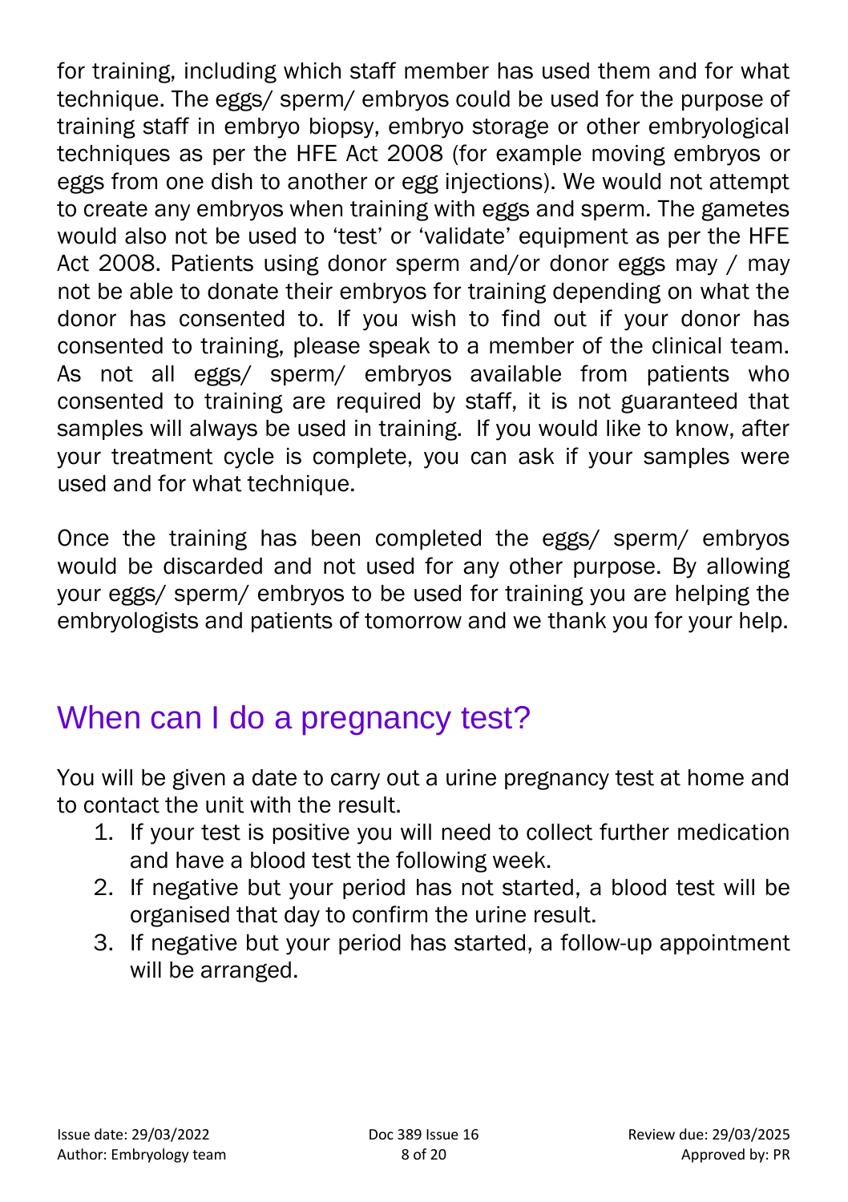for training, including which staff member has used them and for what technique. The eggs/ sperm/ embryos could be used for the purpose of training staff in embryo biopsy, embryo storage or other embryological techniques as per the HFE Act 2008 (for example moving embryos or eggs from one dish to another or egg injections). We would not attempt to create any embryos when training with eggs and sperm. The gametes would also not be used to 'test' or 'validate' equipment as per the HFE Act 2008. Patients using donor sperm and/or donor eggs may / may not be able to donate their embryos for training depending on what the donor has consented to. If you wish to find out if your donor has consented to training, please speak to a member of the clinical team. As not all eggs/ sperm/ embryos available from patients who consented to training are required by staff, it is not guaranteed that samples will always be used in training.  If you would like to know, after your treatment cycle is complete, you can ask if your samples were used and for what technique.

Once the training has been completed the eggs/ sperm/ embryos would be discarded and not used for any other purpose. By allowing your eggs/ sperm/ embryos to be used for training you are helping the embryologists and patients of tomorrow and we thank you for your help.

## When can I do a pregnancy test?

You will be given a date to carry out a urine pregnancy test at home and to contact the unit with the result.

1. If your test is positive you will need to collect further medication and have a blood test the following week.
2. If negative but your period has not started, a blood test will be organised that day to confirm the urine result.
3. If negative but your period has started, a follow-up appointment will be arranged.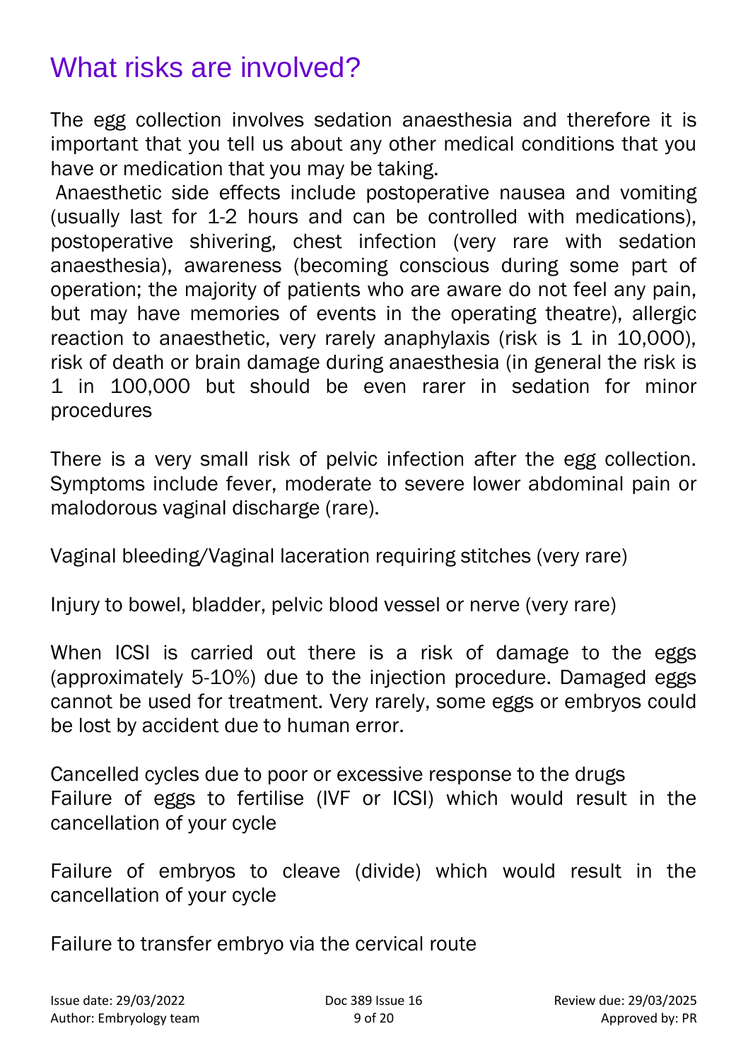# What risks are involved?

The egg collection involves sedation anaesthesia and therefore it is important that you tell us about any other medical conditions that you have or medication that you may be taking.

Anaesthetic side effects include postoperative nausea and vomiting (usually last for 1-2 hours and can be controlled with medications), postoperative shivering, chest infection (very rare with sedation anaesthesia), awareness (becoming conscious during some part of operation; the majority of patients who are aware do not feel any pain, but may have memories of events in the operating theatre), allergic reaction to anaesthetic, very rarely anaphylaxis (risk is 1 in 10,000), risk of death or brain damage during anaesthesia (in general the risk is 1 in 100,000 but should be even rarer in sedation for minor procedures

There is a very small risk of pelvic infection after the egg collection. Symptoms include fever, moderate to severe lower abdominal pain or malodorous vaginal discharge (rare).

Vaginal bleeding/Vaginal laceration requiring stitches (very rare)

Injury to bowel, bladder, pelvic blood vessel or nerve (very rare)

When ICSI is carried out there is a risk of damage to the eggs (approximately 5-10%) due to the injection procedure. Damaged eggs cannot be used for treatment. Very rarely, some eggs or embryos could be lost by accident due to human error.

Cancelled cycles due to poor or excessive response to the drugs
Failure of eggs to fertilise (IVF or ICSI) which would result in the cancellation of your cycle

Failure of embryos to cleave (divide) which would result in the cancellation of your cycle

Failure to transfer embryo via the cervical route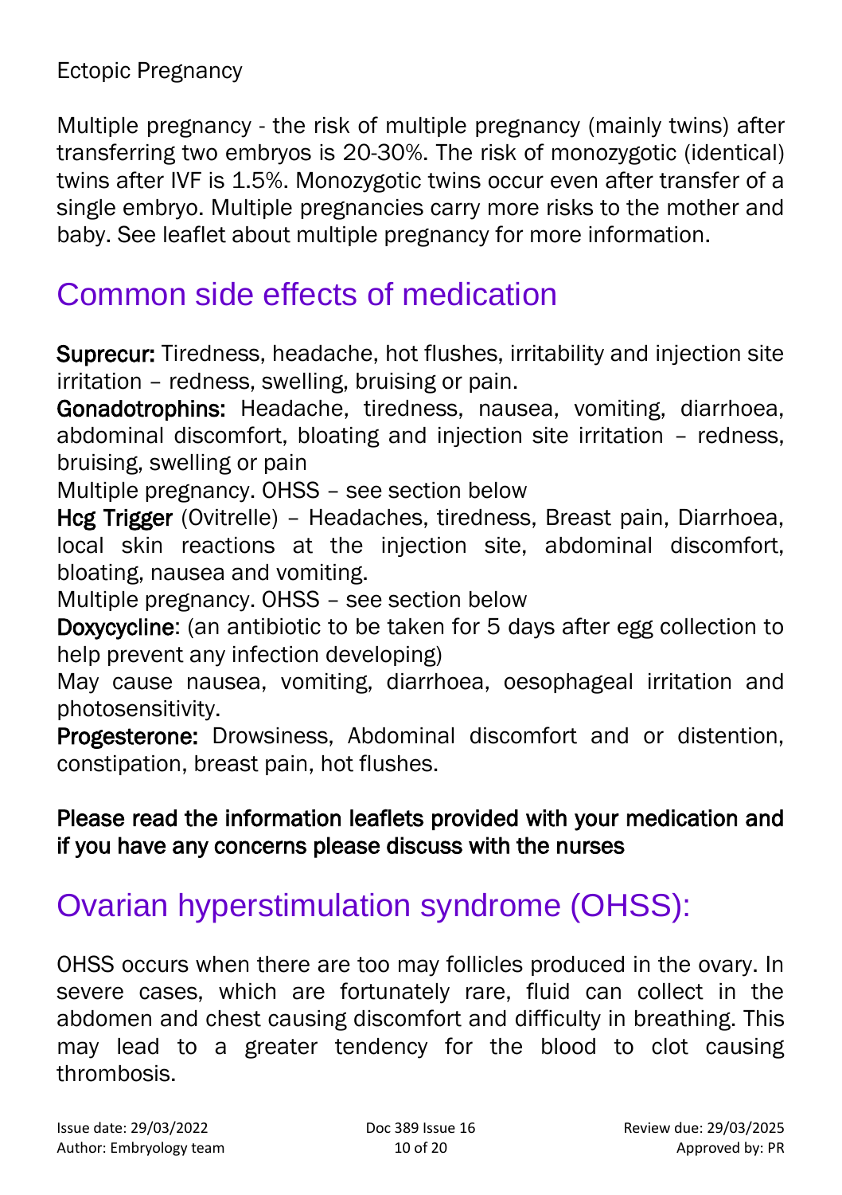Ectopic Pregnancy

Multiple pregnancy - the risk of multiple pregnancy (mainly twins) after transferring two embryos is 20-30%. The risk of monozygotic (identical) twins after IVF is 1.5%. Monozygotic twins occur even after transfer of a single embryo. Multiple pregnancies carry more risks to the mother and baby. See leaflet about multiple pregnancy for more information.

## Common side effects of medication

**Suprecur:** Tiredness, headache, hot flushes, irritability and injection site irritation – redness, swelling, bruising or pain.

**Gonadotrophins:** Headache, tiredness, nausea, vomiting, diarrhoea, abdominal discomfort, bloating and injection site irritation – redness, bruising, swelling or pain

Multiple pregnancy. OHSS – see section below

**Hcg Trigger** (Ovitrelle) – Headaches, tiredness, Breast pain, Diarrhoea, local skin reactions at the injection site, abdominal discomfort, bloating, nausea and vomiting.

Multiple pregnancy. OHSS – see section below

**Doxycycline**: (an antibiotic to be taken for 5 days after egg collection to help prevent any infection developing)

May cause nausea, vomiting, diarrhoea, oesophageal irritation and photosensitivity.

**Progesterone:** Drowsiness, Abdominal discomfort and or distention, constipation, breast pain, hot flushes.

**Please read the information leaflets provided with your medication and if you have any concerns please discuss with the nurses**

## Ovarian hyperstimulation syndrome (OHSS):

OHSS occurs when there are too may follicles produced in the ovary. In severe cases, which are fortunately rare, fluid can collect in the abdomen and chest causing discomfort and difficulty in breathing. This may lead to a greater tendency for the blood to clot causing thrombosis.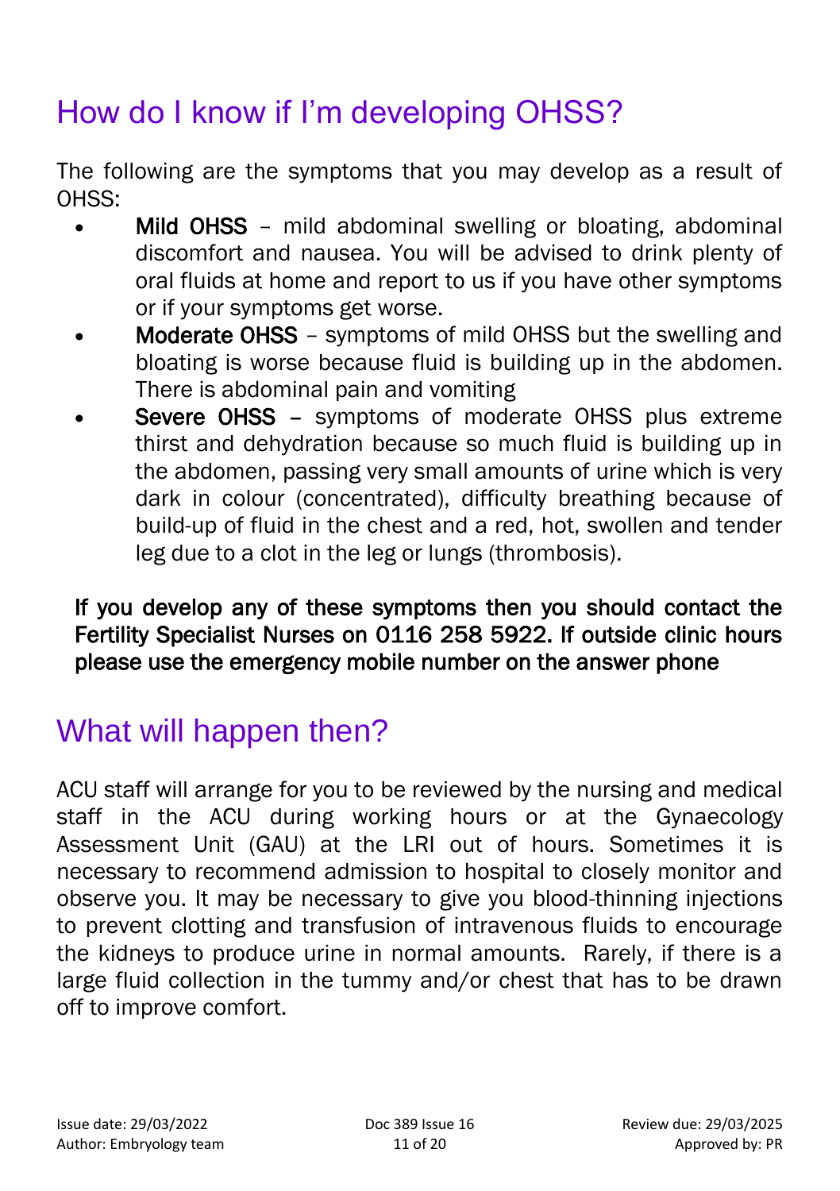## How do I know if I'm developing OHSS?

The following are the symptoms that you may develop as a result of OHSS:

- **Mild OHSS** – mild abdominal swelling or bloating, abdominal discomfort and nausea. You will be advised to drink plenty of oral fluids at home and report to us if you have other symptoms or if your symptoms get worse.
- **Moderate OHSS** – symptoms of mild OHSS but the swelling and bloating is worse because fluid is building up in the abdomen. There is abdominal pain and vomiting
- **Severe OHSS** – symptoms of moderate OHSS plus extreme thirst and dehydration because so much fluid is building up in the abdomen, passing very small amounts of urine which is very dark in colour (concentrated), difficulty breathing because of build-up of fluid in the chest and a red, hot, swollen and tender leg due to a clot in the leg or lungs (thrombosis).

**If you develop any of these symptoms then you should contact the Fertility Specialist Nurses on 0116 258 5922. If outside clinic hours please use the emergency mobile number on the answer phone**

## What will happen then?

ACU staff will arrange for you to be reviewed by the nursing and medical staff in the ACU during working hours or at the Gynaecology Assessment Unit (GAU) at the LRI out of hours. Sometimes it is necessary to recommend admission to hospital to closely monitor and observe you. It may be necessary to give you blood-thinning injections to prevent clotting and transfusion of intravenous fluids to encourage the kidneys to produce urine in normal amounts. Rarely, if there is a large fluid collection in the tummy and/or chest that has to be drawn off to improve comfort.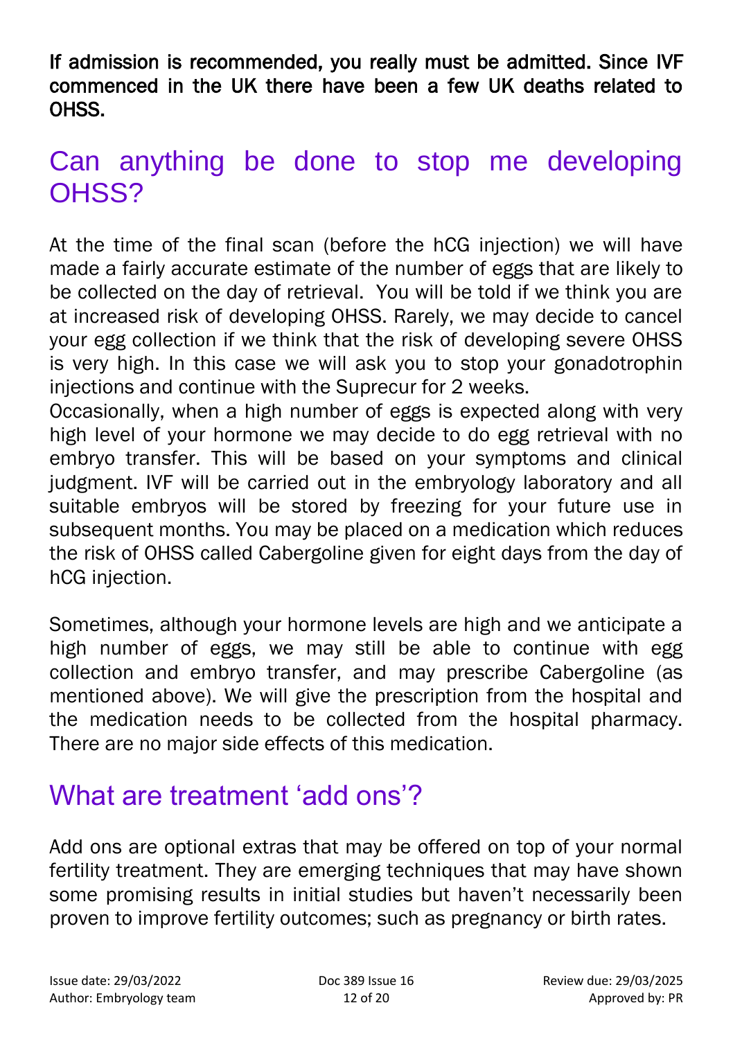**If admission is recommended, you really must be admitted. Since IVF commenced in the UK there have been a few UK deaths related to OHSS.**

## Can anything be done to stop me developing OHSS?

At the time of the final scan (before the hCG injection) we will have made a fairly accurate estimate of the number of eggs that are likely to be collected on the day of retrieval. You will be told if we think you are at increased risk of developing OHSS. Rarely, we may decide to cancel your egg collection if we think that the risk of developing severe OHSS is very high. In this case we will ask you to stop your gonadotrophin injections and continue with the Suprecur for 2 weeks.
Occasionally, when a high number of eggs is expected along with very high level of your hormone we may decide to do egg retrieval with no embryo transfer. This will be based on your symptoms and clinical judgment. IVF will be carried out in the embryology laboratory and all suitable embryos will be stored by freezing for your future use in subsequent months. You may be placed on a medication which reduces the risk of OHSS called Cabergoline given for eight days from the day of hCG injection.

Sometimes, although your hormone levels are high and we anticipate a high number of eggs, we may still be able to continue with egg collection and embryo transfer, and may prescribe Cabergoline (as mentioned above). We will give the prescription from the hospital and the medication needs to be collected from the hospital pharmacy. There are no major side effects of this medication.

## What are treatment 'add ons'?

Add ons are optional extras that may be offered on top of your normal fertility treatment. They are emerging techniques that may have shown some promising results in initial studies but haven't necessarily been proven to improve fertility outcomes; such as pregnancy or birth rates.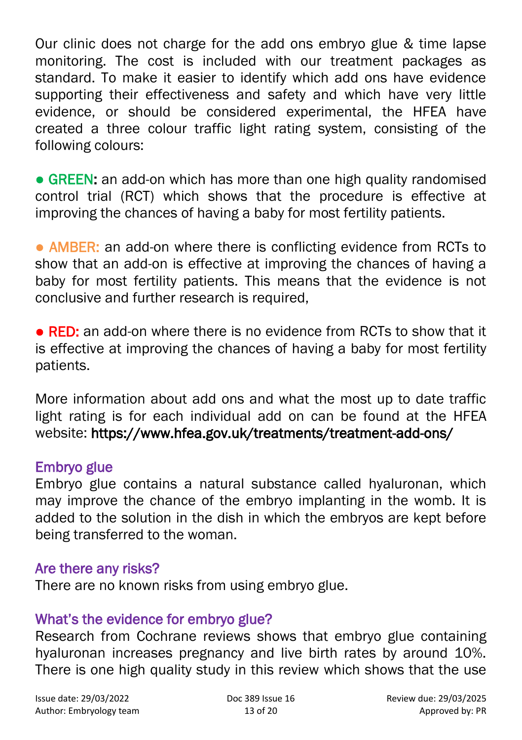Our clinic does not charge for the add ons embryo glue & time lapse monitoring. The cost is included with our treatment packages as standard. To make it easier to identify which add ons have evidence supporting their effectiveness and safety and which have very little evidence, or should be considered experimental, the HFEA have created a three colour traffic light rating system, consisting of the following colours:

● GREEN**:** an add-on which has more than one high quality randomised control trial (RCT) which shows that the procedure is effective at improving the chances of having a baby for most fertility patients.

● AMBER: an add-on where there is conflicting evidence from RCTs to show that an add-on is effective at improving the chances of having a baby for most fertility patients. This means that the evidence is not conclusive and further research is required,

● RED: an add-on where there is no evidence from RCTs to show that it is effective at improving the chances of having a baby for most fertility patients.

More information about add ons and what the most up to date traffic light rating is for each individual add on can be found at the HFEA website: **https://www.hfea.gov.uk/treatments/treatment-add-ons/**

## Embryo glue

Embryo glue contains a natural substance called hyaluronan, which may improve the chance of the embryo implanting in the womb. It is added to the solution in the dish in which the embryos are kept before being transferred to the woman.

## Are there any risks?

There are no known risks from using embryo glue.

## What's the evidence for embryo glue?

Research from Cochrane reviews shows that embryo glue containing hyaluronan increases pregnancy and live birth rates by around 10%. There is one high quality study in this review which shows that the use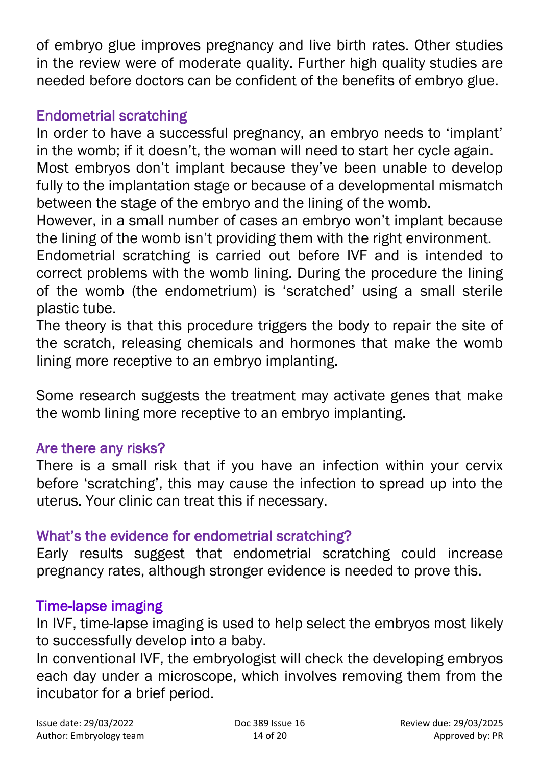of embryo glue improves pregnancy and live birth rates. Other studies in the review were of moderate quality. Further high quality studies are needed before doctors can be confident of the benefits of embryo glue.

## Endometrial scratching

In order to have a successful pregnancy, an embryo needs to 'implant' in the womb; if it doesn't, the woman will need to start her cycle again.
Most embryos don't implant because they've been unable to develop fully to the implantation stage or because of a developmental mismatch between the stage of the embryo and the lining of the womb.
However, in a small number of cases an embryo won't implant because the lining of the womb isn't providing them with the right environment.
Endometrial scratching is carried out before IVF and is intended to correct problems with the womb lining. During the procedure the lining of the womb (the endometrium) is 'scratched' using a small sterile plastic tube.
The theory is that this procedure triggers the body to repair the site of the scratch, releasing chemicals and hormones that make the womb lining more receptive to an embryo implanting.

Some research suggests the treatment may activate genes that make the womb lining more receptive to an embryo implanting.

## Are there any risks?

There is a small risk that if you have an infection within your cervix before 'scratching', this may cause the infection to spread up into the uterus. Your clinic can treat this if necessary.

## What's the evidence for endometrial scratching?

Early results suggest that endometrial scratching could increase pregnancy rates, although stronger evidence is needed to prove this.

## Time-lapse imaging

In IVF, time-lapse imaging is used to help select the embryos most likely to successfully develop into a baby.
In conventional IVF, the embryologist will check the developing embryos each day under a microscope, which involves removing them from the incubator for a brief period.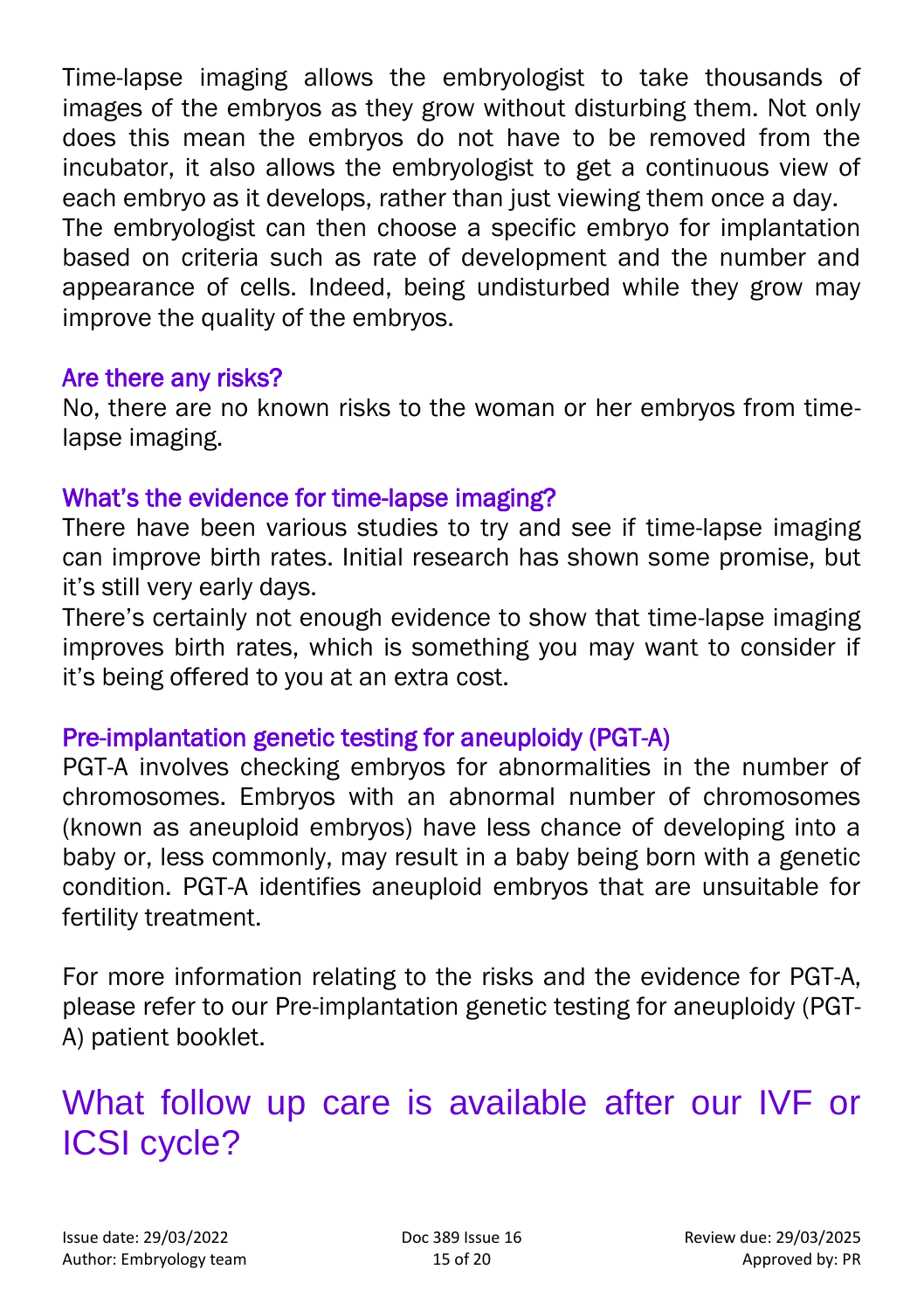Time-lapse imaging allows the embryologist to take thousands of images of the embryos as they grow without disturbing them. Not only does this mean the embryos do not have to be removed from the incubator, it also allows the embryologist to get a continuous view of each embryo as it develops, rather than just viewing them once a day.
The embryologist can then choose a specific embryo for implantation based on criteria such as rate of development and the number and appearance of cells. Indeed, being undisturbed while they grow may improve the quality of the embryos.

### Are there any risks?

No, there are no known risks to the woman or her embryos from time-lapse imaging.

### What's the evidence for time-lapse imaging?

There have been various studies to try and see if time-lapse imaging can improve birth rates. Initial research has shown some promise, but it's still very early days.
There's certainly not enough evidence to show that time-lapse imaging improves birth rates, which is something you may want to consider if it's being offered to you at an extra cost.

### Pre-implantation genetic testing for aneuploidy (PGT-A)

PGT-A involves checking embryos for abnormalities in the number of chromosomes. Embryos with an abnormal number of chromosomes (known as aneuploid embryos) have less chance of developing into a baby or, less commonly, may result in a baby being born with a genetic condition. PGT-A identifies aneuploid embryos that are unsuitable for fertility treatment.

For more information relating to the risks and the evidence for PGT-A, please refer to our Pre-implantation genetic testing for aneuploidy (PGT-A) patient booklet.

## What follow up care is available after our IVF or ICSI cycle?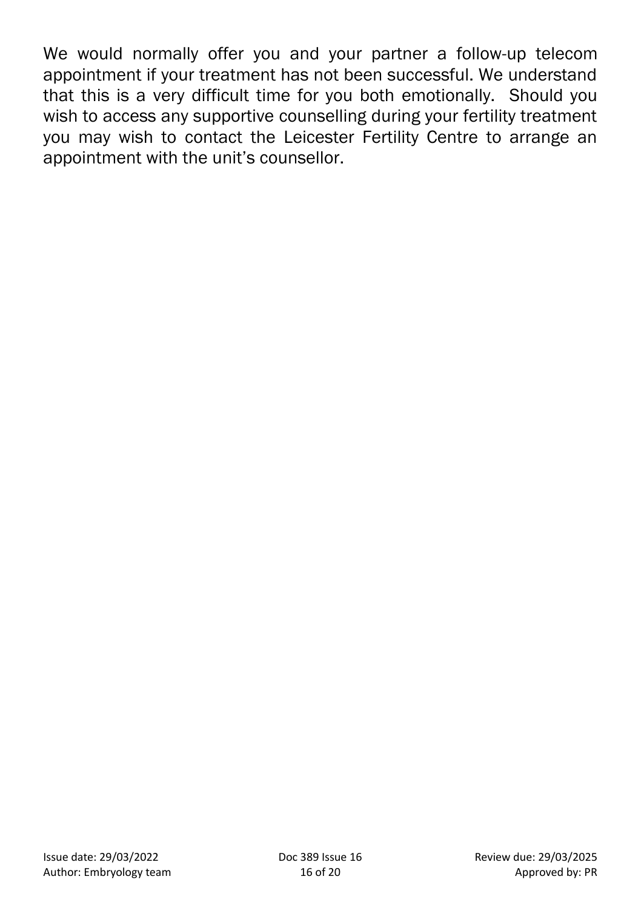We would normally offer you and your partner a follow-up telecom appointment if your treatment has not been successful. We understand that this is a very difficult time for you both emotionally. Should you wish to access any supportive counselling during your fertility treatment you may wish to contact the Leicester Fertility Centre to arrange an appointment with the unit's counsellor.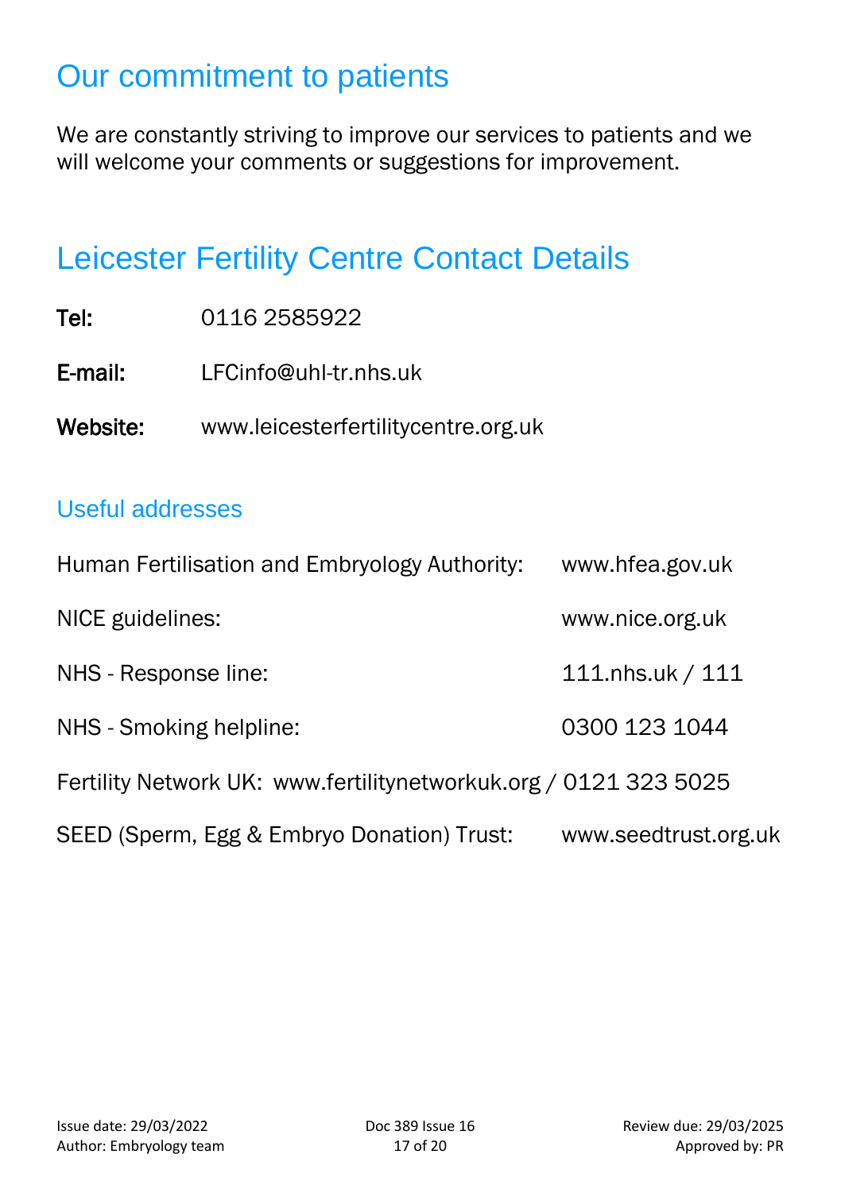## Our commitment to patients

We are constantly striving to improve our services to patients and we will welcome your comments or suggestions for improvement.

## Leicester Fertility Centre Contact Details

**Tel:** 0116 2585922

**E-mail:** LFCinfo@uhl-tr.nhs.uk

**Website:** www.leicesterfertilitycentre.org.uk

### Useful addresses

Human Fertilisation and Embryology Authority: www.hfea.gov.uk

NICE guidelines: www.nice.org.uk

NHS - Response line: 111.nhs.uk / 111

NHS - Smoking helpline: 0300 123 1044

Fertility Network UK: www.fertilitynetworkuk.org / 0121 323 5025

SEED (Sperm, Egg & Embryo Donation) Trust: www.seedtrust.org.uk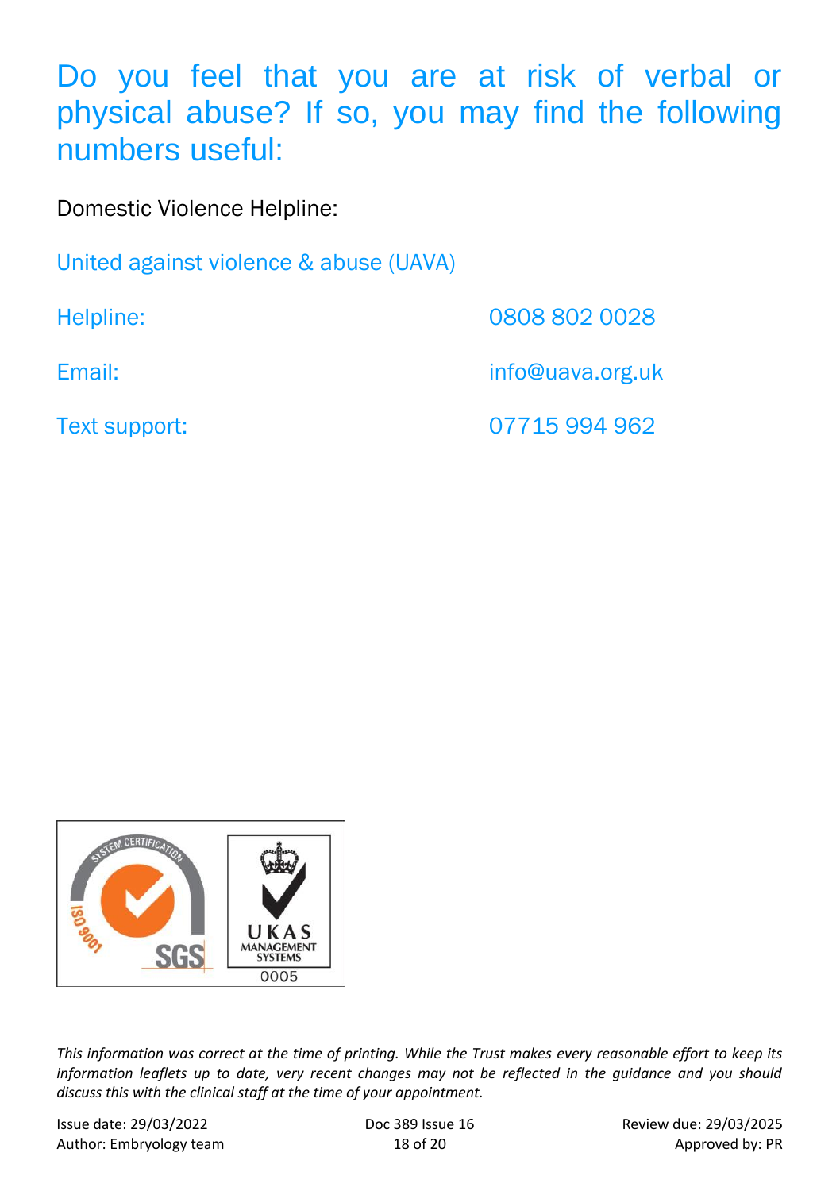# Do you feel that you are at risk of verbal or physical abuse? If so, you may find the following numbers useful:

Domestic Violence Helpline:

United against violence & abuse (UAVA)

| | |
|---|---|
| Helpline: | 0808 802 0028 |
| Email: | info@uava.org.uk |
| Text support: | 07715 994 962 |

*This information was correct at the time of printing. While the Trust makes every reasonable effort to keep its information leaflets up to date, very recent changes may not be reflected in the guidance and you should discuss this with the clinical staff at the time of your appointment.*

Issue date: 29/03/2022 | Doc 389 Issue 16 | Review due: 29/03/2025
Author: Embryology team | Approved by: PR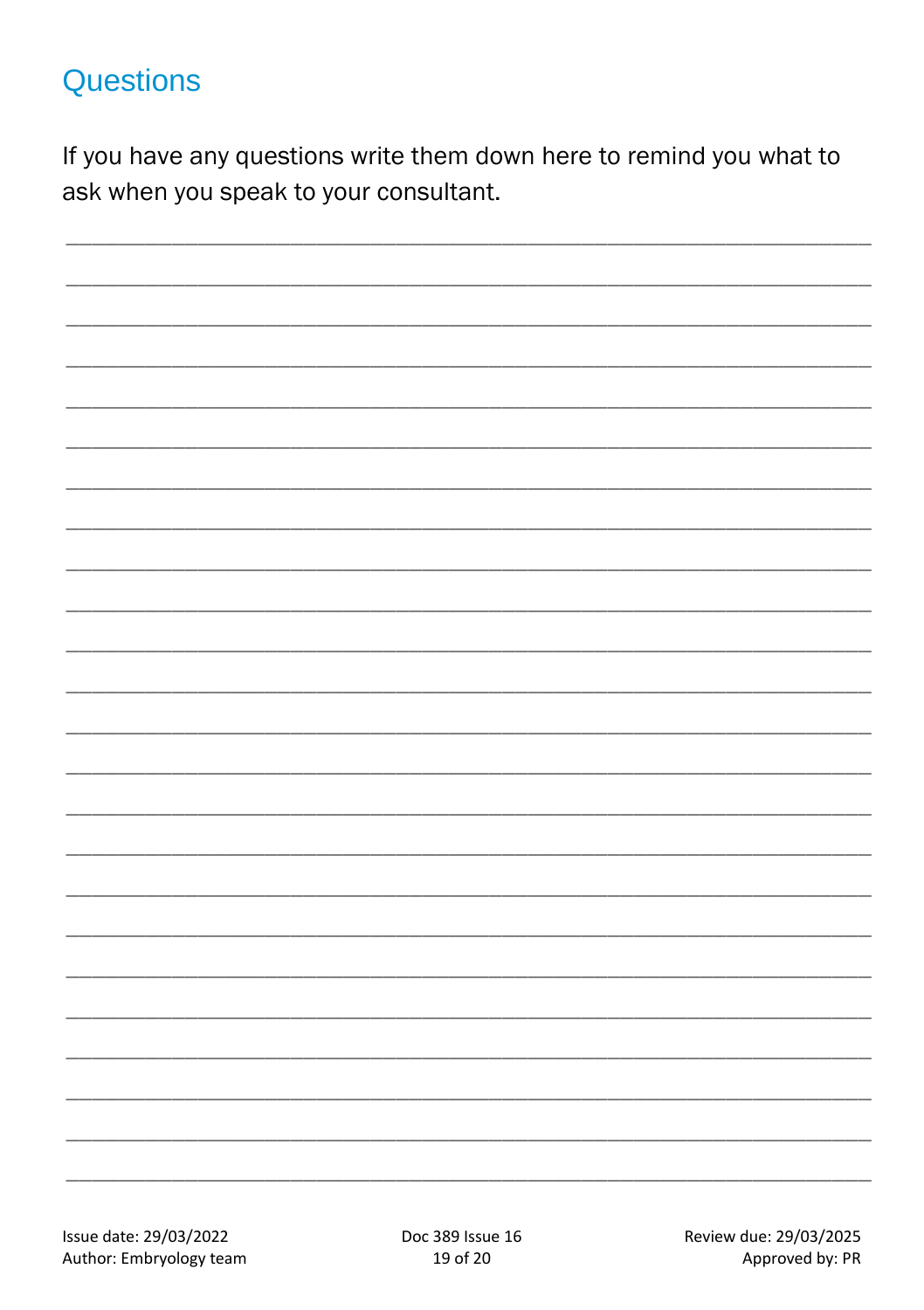## Questions

If you have any questions write them down here to remind you what to ask when you speak to your consultant.

_______________________________________________________________________________

_______________________________________________________________________________

_______________________________________________________________________________

_______________________________________________________________________________

_______________________________________________________________________________

_______________________________________________________________________________

_______________________________________________________________________________

_______________________________________________________________________________

_______________________________________________________________________________

_______________________________________________________________________________

_______________________________________________________________________________

_______________________________________________________________________________

_______________________________________________________________________________

_______________________________________________________________________________

_______________________________________________________________________________

_______________________________________________________________________________

_______________________________________________________________________________

_______________________________________________________________________________

_______________________________________________________________________________

_______________________________________________________________________________

_______________________________________________________________________________

_______________________________________________________________________________

_______________________________________________________________________________

_______________________________________________________________________________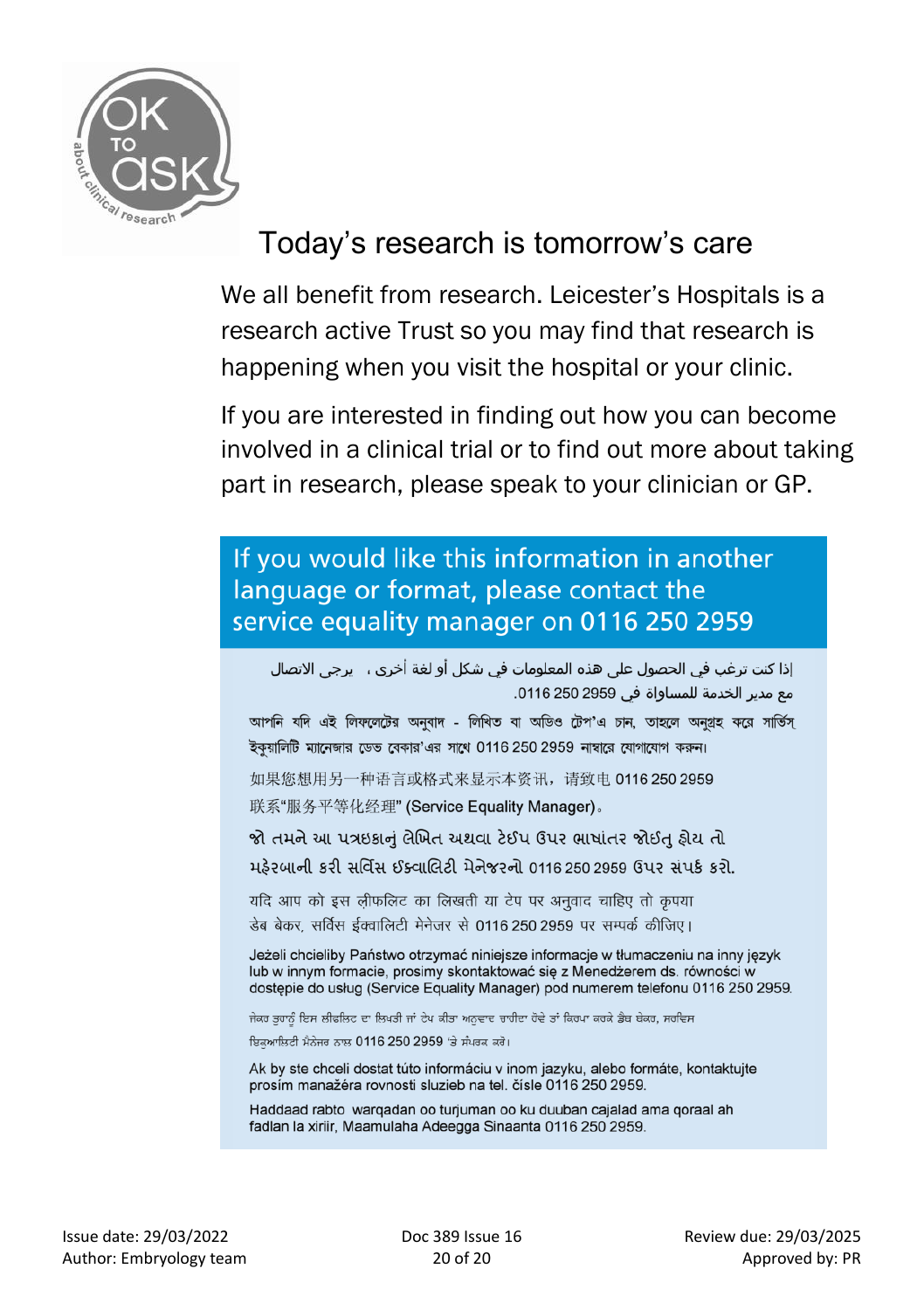# Today's research is tomorrow's care

We all benefit from research. Leicester's Hospitals is a research active Trust so you may find that research is happening when you visit the hospital or your clinic.

If you are interested in finding out how you can become involved in a clinical trial or to find out more about taking part in research, please speak to your clinician or GP.

**If you would like this information in another language or format, please contact the service equality manager on 0116 250 2959**

إذا كنت ترغب في الحصول على هذه المعلومات في شكل أو لغة أخرى ، يرجى الاتصال مع مدير الخدمة للمساواة في 2959 250 0116.

আপনি যদি এই লিফলেটের অনুবাদ - লিখিত বা অডিও টেপ'এ চান, তাহলে অনুগ্রহ করে সার্ভিস্ ইকুয়ালিটি ম্যানেজার ডেভ বেকার'এর সাথে 0116 250 2959 নাম্বারে যোগাযোগ করুন।

如果您想用另一种语言或格式来显示本资讯，请致电 0116 250 2959 联系"服务平等化经理" (Service Equality Manager)。

જો તમને આ પત્રકનું લેખિત અથવા ટેઈપ ઉપર ભાષાંતર જોઈતુ હોય તો મહેરબાની કરી સર્વિસ ઈક્વાલિટી મેનેજરનો 0116 250 2959 ઉપર સંપર્ક કરો.

यदि आप को इस लीफलिट का लिखती या टेप पर अनुवाद चाहिए तो कृपया डेब बेकर, सर्विस ईक्वालिटी मेनेजर से 0116 250 2959 पर सम्पर्क कीजिए।

Jeżeli chcieliby Państwo otrzymać niniejsze informacje w tłumaczeniu na inny język lub w innym formacie, prosimy skontaktować się z Menedżerem ds. równości w dostępie do usług (Service Equality Manager) pod numerem telefonu 0116 250 2959.

ਜੇਕਰ ਤੁਹਾਨੂੰ ਇਸ ਲੀਫਲਿਟ ਦਾ ਲਿਖਤੀ ਜਾਂ ਟੇਪ ਕੀਤਾ ਅਨੁਵਾਦ ਚਾਹੀਦਾ ਹੋਵੇ ਤਾਂ ਕਿਰਪਾ ਕਰਕੇ ਡੈਬ ਬੇਕਰ, ਸਰਵਿਸ ਇਕੁਆਲਿਟੀ ਮੈਨੇਜਰ ਨਾਲ 0116 250 2959 'ਤੇ ਸੰਪਰਕ ਕਰੋ।

Ak by ste chceli dostat túto informáciu v inom jazyku, alebo formáte, kontaktujte prosím manažéra rovnosti sluzieb na tel. čísle 0116 250 2959.

Haddaad rabto warqadan oo turjuman oo ku duuban cajalad ama qoraal ah fadlan la xiriir, Maamulaha Adeegga Sinaanta 0116 250 2959.

Issue date: 29/03/2022 | Doc 389 Issue 16 | Review due: 29/03/2025

Author: Embryology team | Approved by: PR